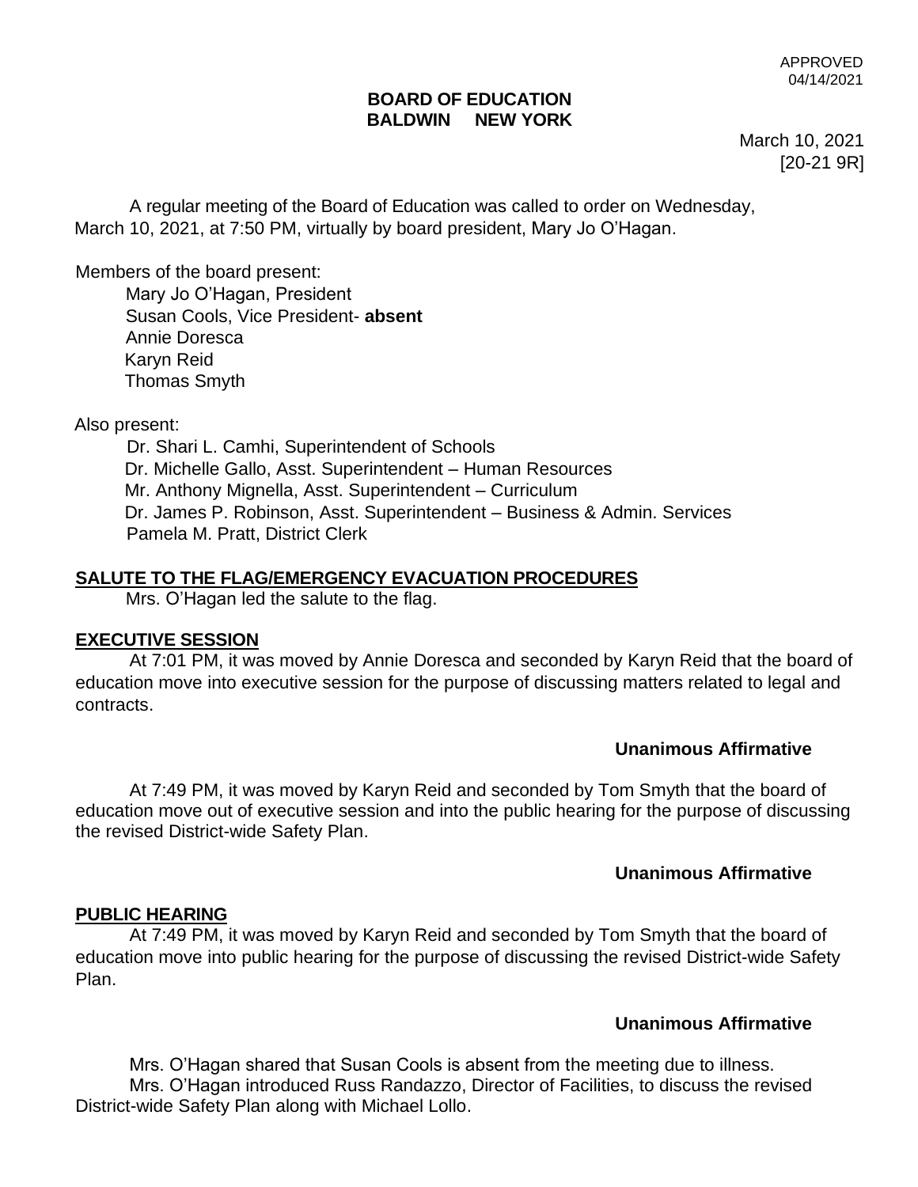APPROVED
04/14/2021

**BOARD OF EDUCATION**
**BALDWIN NEW YORK**

March 10, 2021
[20-21 9R]

A regular meeting of the Board of Education was called to order on Wednesday, March 10, 2021, at 7:50 PM, virtually by board president, Mary Jo O'Hagan.

Members of the board present:

Mary Jo O'Hagan, President
Susan Cools, Vice President- **absent**
Annie Doresca
Karyn Reid
Thomas Smyth

Also present:

Dr. Shari L. Camhi, Superintendent of Schools
Dr. Michelle Gallo, Asst. Superintendent – Human Resources
Mr. Anthony Mignella, Asst. Superintendent – Curriculum
Dr. James P. Robinson, Asst. Superintendent – Business & Admin. Services
Pamela M. Pratt, District Clerk

**SALUTE TO THE FLAG/EMERGENCY EVACUATION PROCEDURES**

Mrs. O'Hagan led the salute to the flag.

**EXECUTIVE SESSION**

At 7:01 PM, it was moved by Annie Doresca and seconded by Karyn Reid that the board of education move into executive session for the purpose of discussing matters related to legal and contracts.

**Unanimous Affirmative**

At 7:49 PM, it was moved by Karyn Reid and seconded by Tom Smyth that the board of education move out of executive session and into the public hearing for the purpose of discussing the revised District-wide Safety Plan.

**Unanimous Affirmative**

**PUBLIC HEARING**

At 7:49 PM, it was moved by Karyn Reid and seconded by Tom Smyth that the board of education move into public hearing for the purpose of discussing the revised District-wide Safety Plan.

**Unanimous Affirmative**

Mrs. O'Hagan shared that Susan Cools is absent from the meeting due to illness.

Mrs. O'Hagan introduced Russ Randazzo, Director of Facilities, to discuss the revised District-wide Safety Plan along with Michael Lollo.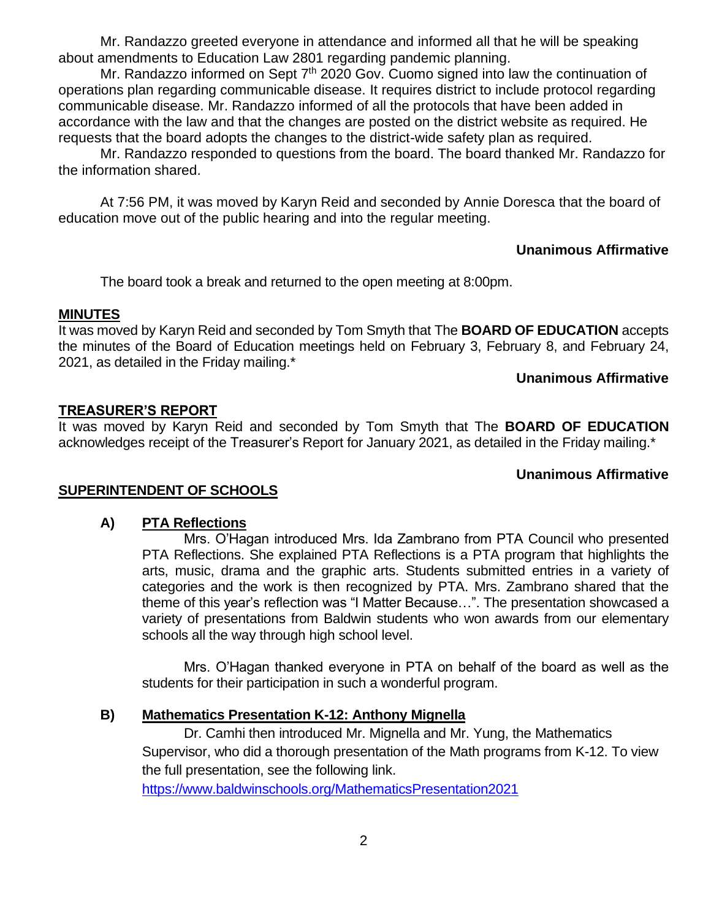Mr. Randazzo greeted everyone in attendance and informed all that he will be speaking about amendments to Education Law 2801 regarding pandemic planning.

Mr. Randazzo informed on Sept 7th 2020 Gov. Cuomo signed into law the continuation of operations plan regarding communicable disease. It requires district to include protocol regarding communicable disease. Mr. Randazzo informed of all the protocols that have been added in accordance with the law and that the changes are posted on the district website as required. He requests that the board adopts the changes to the district-wide safety plan as required.

Mr. Randazzo responded to questions from the board. The board thanked Mr. Randazzo for the information shared.

At 7:56 PM, it was moved by Karyn Reid and seconded by Annie Doresca that the board of education move out of the public hearing and into the regular meeting.

**Unanimous Affirmative**

The board took a break and returned to the open meeting at 8:00pm.

## MINUTES

It was moved by Karyn Reid and seconded by Tom Smyth that The **BOARD OF EDUCATION** accepts the minutes of the Board of Education meetings held on February 3, February 8, and February 24, 2021, as detailed in the Friday mailing.*

**Unanimous Affirmative**

## TREASURER'S REPORT

It was moved by Karyn Reid and seconded by Tom Smyth that The **BOARD OF EDUCATION** acknowledges receipt of the Treasurer's Report for January 2021, as detailed in the Friday mailing.*

**Unanimous Affirmative**

## SUPERINTENDENT OF SCHOOLS

### A) PTA Reflections

Mrs. O'Hagan introduced Mrs. Ida Zambrano from PTA Council who presented PTA Reflections. She explained PTA Reflections is a PTA program that highlights the arts, music, drama and the graphic arts. Students submitted entries in a variety of categories and the work is then recognized by PTA. Mrs. Zambrano shared that the theme of this year's reflection was "I Matter Because…". The presentation showcased a variety of presentations from Baldwin students who won awards from our elementary schools all the way through high school level.

Mrs. O'Hagan thanked everyone in PTA on behalf of the board as well as the students for their participation in such a wonderful program.

### B) Mathematics Presentation K-12: Anthony Mignella

Dr. Camhi then introduced Mr. Mignella and Mr. Yung, the Mathematics Supervisor, who did a thorough presentation of the Math programs from K-12. To view the full presentation, see the following link.

https://www.baldwinschools.org/MathematicsPresentation2021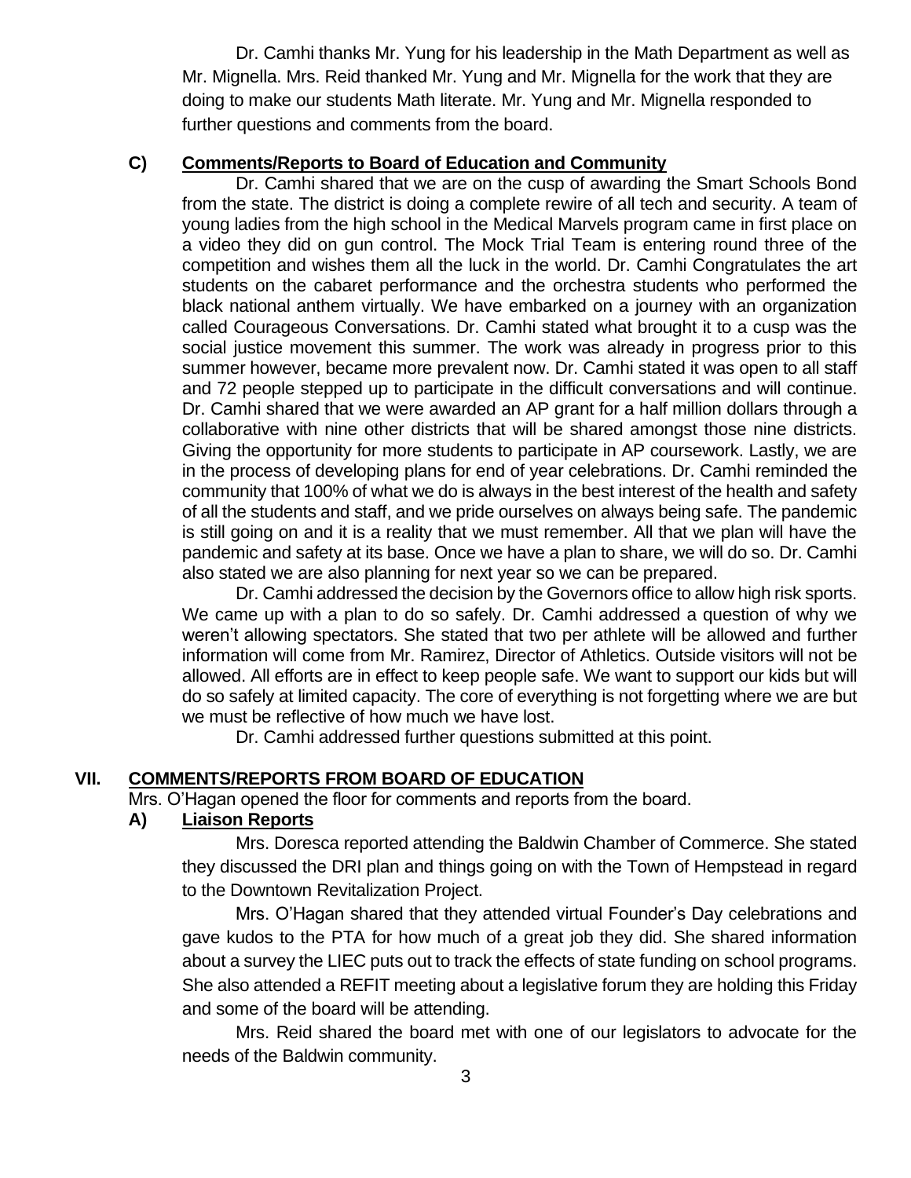Dr. Camhi thanks Mr. Yung for his leadership in the Math Department as well as Mr. Mignella. Mrs. Reid thanked Mr. Yung and Mr. Mignella for the work that they are doing to make our students Math literate. Mr. Yung and Mr. Mignella responded to further questions and comments from the board.

### C) Comments/Reports to Board of Education and Community

Dr. Camhi shared that we are on the cusp of awarding the Smart Schools Bond from the state. The district is doing a complete rewire of all tech and security. A team of young ladies from the high school in the Medical Marvels program came in first place on a video they did on gun control. The Mock Trial Team is entering round three of the competition and wishes them all the luck in the world. Dr. Camhi Congratulates the art students on the cabaret performance and the orchestra students who performed the black national anthem virtually. We have embarked on a journey with an organization called Courageous Conversations. Dr. Camhi stated what brought it to a cusp was the social justice movement this summer. The work was already in progress prior to this summer however, became more prevalent now. Dr. Camhi stated it was open to all staff and 72 people stepped up to participate in the difficult conversations and will continue. Dr. Camhi shared that we were awarded an AP grant for a half million dollars through a collaborative with nine other districts that will be shared amongst those nine districts. Giving the opportunity for more students to participate in AP coursework. Lastly, we are in the process of developing plans for end of year celebrations. Dr. Camhi reminded the community that 100% of what we do is always in the best interest of the health and safety of all the students and staff, and we pride ourselves on always being safe. The pandemic is still going on and it is a reality that we must remember. All that we plan will have the pandemic and safety at its base. Once we have a plan to share, we will do so. Dr. Camhi also stated we are also planning for next year so we can be prepared.

Dr. Camhi addressed the decision by the Governors office to allow high risk sports. We came up with a plan to do so safely. Dr. Camhi addressed a question of why we weren't allowing spectators. She stated that two per athlete will be allowed and further information will come from Mr. Ramirez, Director of Athletics. Outside visitors will not be allowed. All efforts are in effect to keep people safe. We want to support our kids but will do so safely at limited capacity. The core of everything is not forgetting where we are but we must be reflective of how much we have lost.

Dr. Camhi addressed further questions submitted at this point.

## VII. COMMENTS/REPORTS FROM BOARD OF EDUCATION

Mrs. O'Hagan opened the floor for comments and reports from the board.

### A) Liaison Reports

Mrs. Doresca reported attending the Baldwin Chamber of Commerce. She stated they discussed the DRI plan and things going on with the Town of Hempstead in regard to the Downtown Revitalization Project.

Mrs. O'Hagan shared that they attended virtual Founder's Day celebrations and gave kudos to the PTA for how much of a great job they did. She shared information about a survey the LIEC puts out to track the effects of state funding on school programs. She also attended a REFIT meeting about a legislative forum they are holding this Friday and some of the board will be attending.

Mrs. Reid shared the board met with one of our legislators to advocate for the needs of the Baldwin community.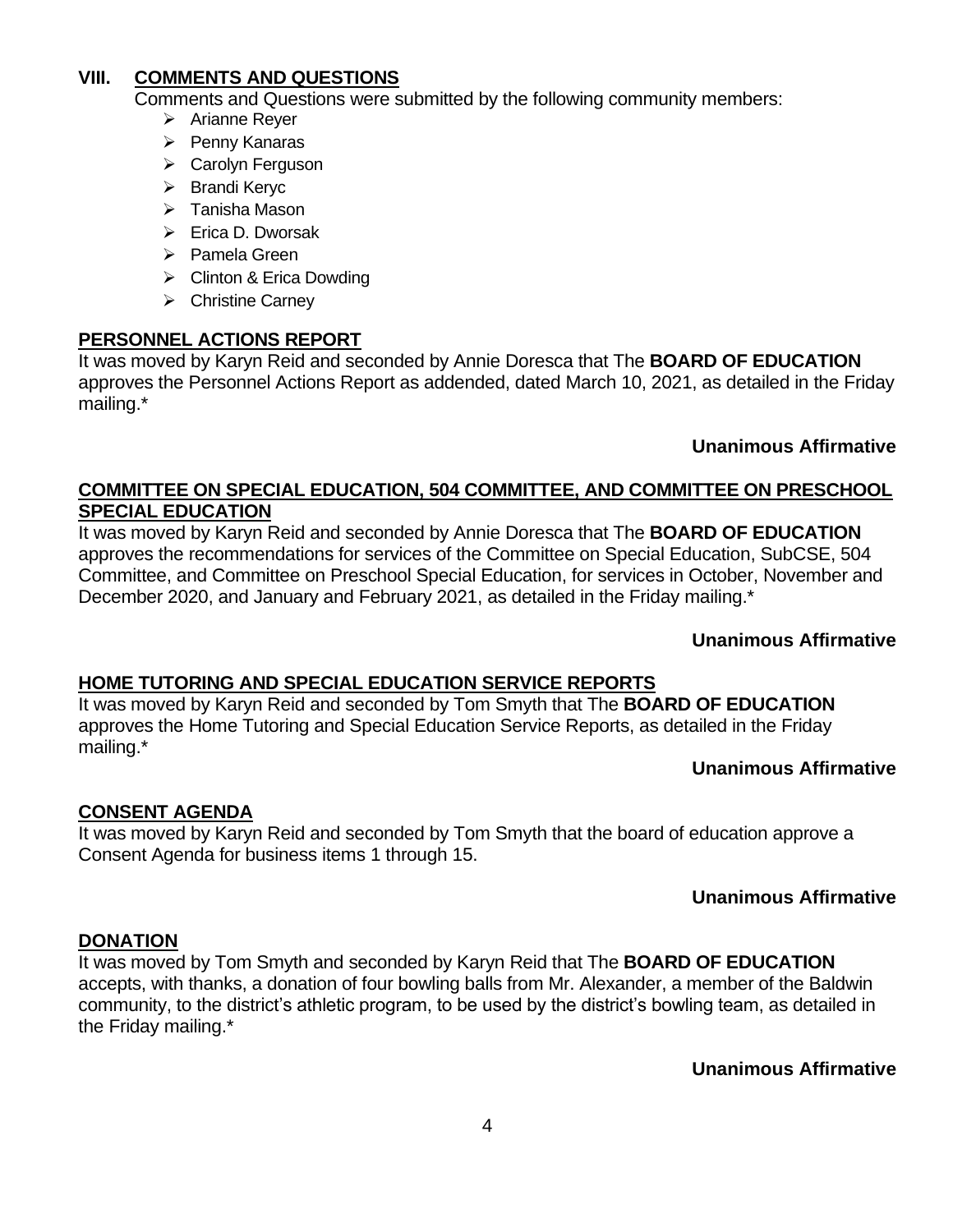## VIII. COMMENTS AND QUESTIONS

Comments and Questions were submitted by the following community members:

- Arianne Reyer
- Penny Kanaras
- Carolyn Ferguson
- Brandi Keryc
- Tanisha Mason
- Erica D. Dworsak
- Pamela Green
- Clinton & Erica Dowding
- Christine Carney

### PERSONNEL ACTIONS REPORT

It was moved by Karyn Reid and seconded by Annie Doresca that The **BOARD OF EDUCATION** approves the Personnel Actions Report as addended, dated March 10, 2021, as detailed in the Friday mailing.*

**Unanimous Affirmative**

### COMMITTEE ON SPECIAL EDUCATION, 504 COMMITTEE, AND COMMITTEE ON PRESCHOOL SPECIAL EDUCATION

It was moved by Karyn Reid and seconded by Annie Doresca that The **BOARD OF EDUCATION** approves the recommendations for services of the Committee on Special Education, SubCSE, 504 Committee, and Committee on Preschool Special Education, for services in October, November and December 2020, and January and February 2021, as detailed in the Friday mailing.*

**Unanimous Affirmative**

### HOME TUTORING AND SPECIAL EDUCATION SERVICE REPORTS

It was moved by Karyn Reid and seconded by Tom Smyth that The **BOARD OF EDUCATION** approves the Home Tutoring and Special Education Service Reports, as detailed in the Friday mailing.*

**Unanimous Affirmative**

### CONSENT AGENDA

It was moved by Karyn Reid and seconded by Tom Smyth that the board of education approve a Consent Agenda for business items 1 through 15.

**Unanimous Affirmative**

### DONATION

It was moved by Tom Smyth and seconded by Karyn Reid that The **BOARD OF EDUCATION** accepts, with thanks, a donation of four bowling balls from Mr. Alexander, a member of the Baldwin community, to the district's athletic program, to be used by the district's bowling team, as detailed in the Friday mailing.*

**Unanimous Affirmative**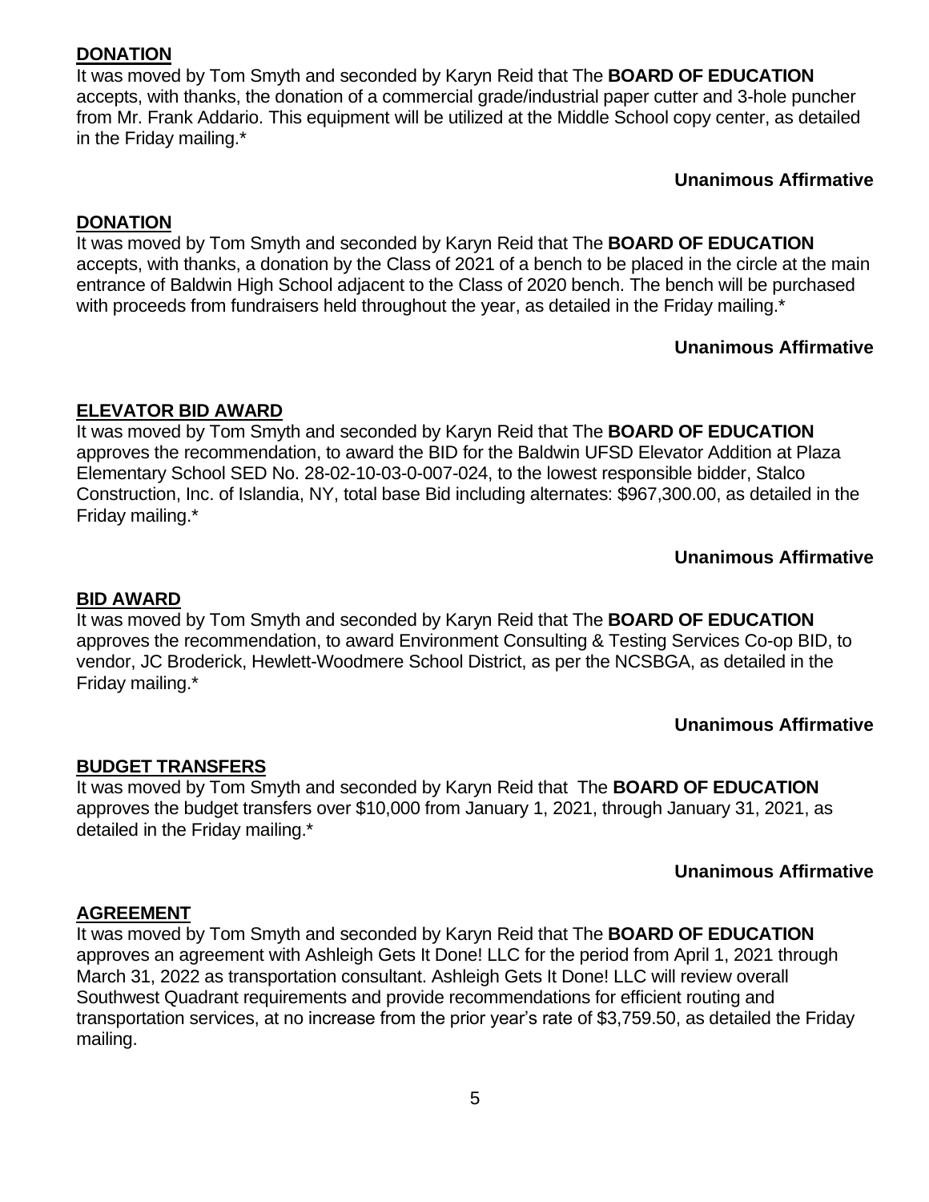**<u>DONATION</u>**

It was moved by Tom Smyth and seconded by Karyn Reid that The **BOARD OF EDUCATION** accepts, with thanks, the donation of a commercial grade/industrial paper cutter and 3-hole puncher from Mr. Frank Addario. This equipment will be utilized at the Middle School copy center, as detailed in the Friday mailing.*

**Unanimous Affirmative**

**<u>DONATION</u>**

It was moved by Tom Smyth and seconded by Karyn Reid that The **BOARD OF EDUCATION** accepts, with thanks, a donation by the Class of 2021 of a bench to be placed in the circle at the main entrance of Baldwin High School adjacent to the Class of 2020 bench. The bench will be purchased with proceeds from fundraisers held throughout the year, as detailed in the Friday mailing.*

**Unanimous Affirmative**

**<u>ELEVATOR BID AWARD</u>**

It was moved by Tom Smyth and seconded by Karyn Reid that The **BOARD OF EDUCATION** approves the recommendation, to award the BID for the Baldwin UFSD Elevator Addition at Plaza Elementary School SED No. 28-02-10-03-0-007-024, to the lowest responsible bidder, Stalco Construction, Inc. of Islandia, NY, total base Bid including alternates: $967,300.00, as detailed in the Friday mailing.*

**Unanimous Affirmative**

**<u>BID AWARD</u>**

It was moved by Tom Smyth and seconded by Karyn Reid that The **BOARD OF EDUCATION** approves the recommendation, to award Environment Consulting & Testing Services Co-op BID, to vendor, JC Broderick, Hewlett-Woodmere School District, as per the NCSBGA, as detailed in the Friday mailing.*

**Unanimous Affirmative**

**<u>BUDGET TRANSFERS</u>**

It was moved by Tom Smyth and seconded by Karyn Reid that The **BOARD OF EDUCATION** approves the budget transfers over $10,000 from January 1, 2021, through January 31, 2021, as detailed in the Friday mailing.*

**Unanimous Affirmative**

**<u>AGREEMENT</u>**

It was moved by Tom Smyth and seconded by Karyn Reid that The **BOARD OF EDUCATION** approves an agreement with Ashleigh Gets It Done! LLC for the period from April 1, 2021 through March 31, 2022 as transportation consultant. Ashleigh Gets It Done! LLC will review overall Southwest Quadrant requirements and provide recommendations for efficient routing and transportation services, at no increase from the prior year's rate of $3,759.50, as detailed the Friday mailing.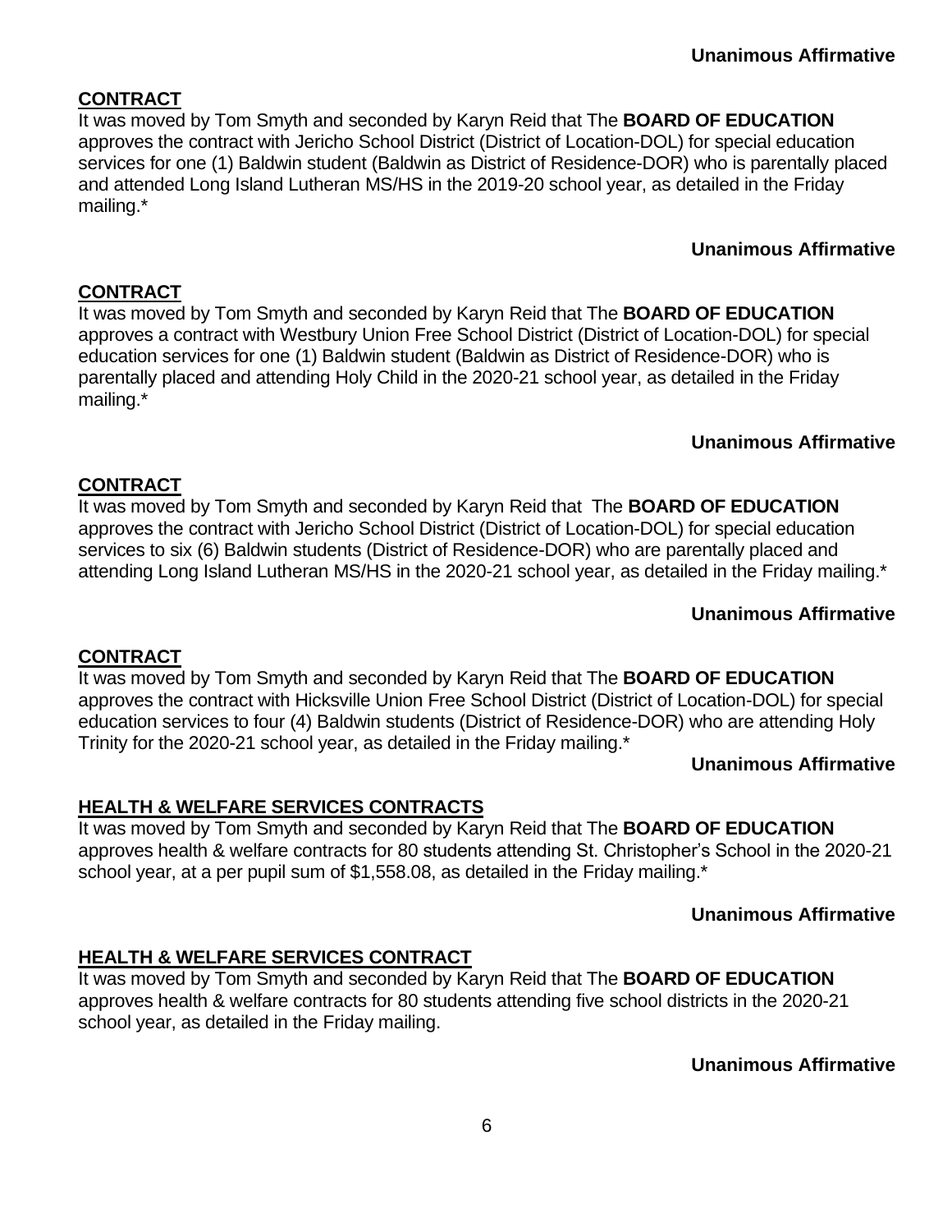**Unanimous Affirmative**

**CONTRACT**

It was moved by Tom Smyth and seconded by Karyn Reid that The **BOARD OF EDUCATION** approves the contract with Jericho School District (District of Location-DOL) for special education services for one (1) Baldwin student (Baldwin as District of Residence-DOR) who is parentally placed and attended Long Island Lutheran MS/HS in the 2019-20 school year, as detailed in the Friday mailing.*

**Unanimous Affirmative**

**CONTRACT**

It was moved by Tom Smyth and seconded by Karyn Reid that The **BOARD OF EDUCATION** approves a contract with Westbury Union Free School District (District of Location-DOL) for special education services for one (1) Baldwin student (Baldwin as District of Residence-DOR) who is parentally placed and attending Holy Child in the 2020-21 school year, as detailed in the Friday mailing.*

**Unanimous Affirmative**

**CONTRACT**

It was moved by Tom Smyth and seconded by Karyn Reid that The **BOARD OF EDUCATION** approves the contract with Jericho School District (District of Location-DOL) for special education services to six (6) Baldwin students (District of Residence-DOR) who are parentally placed and attending Long Island Lutheran MS/HS in the 2020-21 school year, as detailed in the Friday mailing.*

**Unanimous Affirmative**

**CONTRACT**

It was moved by Tom Smyth and seconded by Karyn Reid that The **BOARD OF EDUCATION** approves the contract with Hicksville Union Free School District (District of Location-DOL) for special education services to four (4) Baldwin students (District of Residence-DOR) who are attending Holy Trinity for the 2020-21 school year, as detailed in the Friday mailing.*

**Unanimous Affirmative**

**HEALTH & WELFARE SERVICES CONTRACTS**

It was moved by Tom Smyth and seconded by Karyn Reid that The **BOARD OF EDUCATION** approves health & welfare contracts for 80 students attending St. Christopher's School in the 2020-21 school year, at a per pupil sum of $1,558.08, as detailed in the Friday mailing.*

**Unanimous Affirmative**

**HEALTH & WELFARE SERVICES CONTRACT**

It was moved by Tom Smyth and seconded by Karyn Reid that The **BOARD OF EDUCATION** approves health & welfare contracts for 80 students attending five school districts in the 2020-21 school year, as detailed in the Friday mailing.

**Unanimous Affirmative**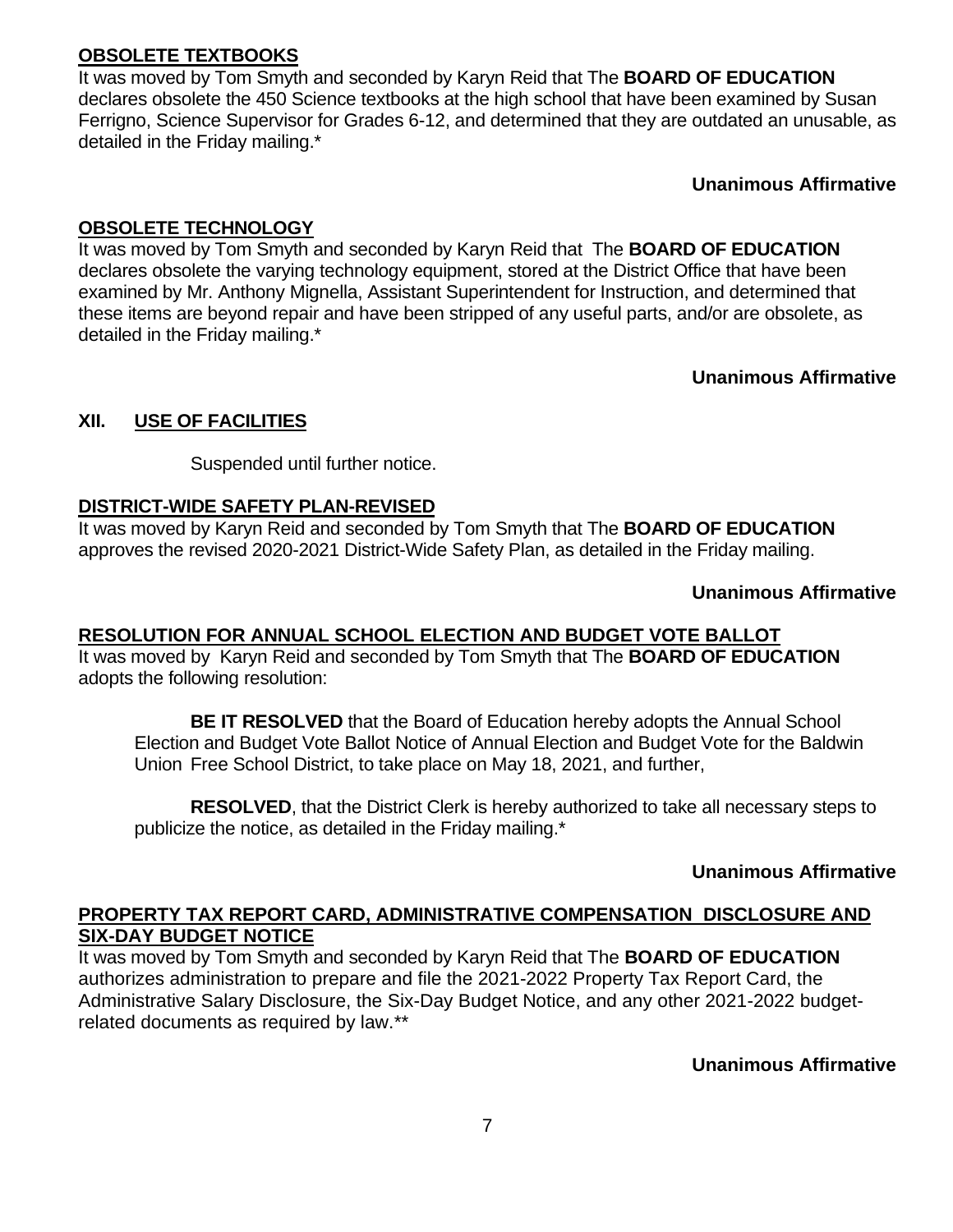**OBSOLETE TEXTBOOKS**

It was moved by Tom Smyth and seconded by Karyn Reid that The **BOARD OF EDUCATION** declares obsolete the 450 Science textbooks at the high school that have been examined by Susan Ferrigno, Science Supervisor for Grades 6-12, and determined that they are outdated an unusable, as detailed in the Friday mailing.*

**Unanimous Affirmative**

**OBSOLETE TECHNOLOGY**

It was moved by Tom Smyth and seconded by Karyn Reid that The **BOARD OF EDUCATION** declares obsolete the varying technology equipment, stored at the District Office that have been examined by Mr. Anthony Mignella, Assistant Superintendent for Instruction, and determined that these items are beyond repair and have been stripped of any useful parts, and/or are obsolete, as detailed in the Friday mailing.*

**Unanimous Affirmative**

## XII. USE OF FACILITIES

Suspended until further notice.

**DISTRICT-WIDE SAFETY PLAN-REVISED**

It was moved by Karyn Reid and seconded by Tom Smyth that The **BOARD OF EDUCATION** approves the revised 2020-2021 District-Wide Safety Plan, as detailed in the Friday mailing.

**Unanimous Affirmative**

**RESOLUTION FOR ANNUAL SCHOOL ELECTION AND BUDGET VOTE BALLOT**

It was moved by Karyn Reid and seconded by Tom Smyth that The **BOARD OF EDUCATION** adopts the following resolution:

**BE IT RESOLVED** that the Board of Education hereby adopts the Annual School Election and Budget Vote Ballot Notice of Annual Election and Budget Vote for the Baldwin Union Free School District, to take place on May 18, 2021, and further,

**RESOLVED**, that the District Clerk is hereby authorized to take all necessary steps to publicize the notice, as detailed in the Friday mailing.*

**Unanimous Affirmative**

**PROPERTY TAX REPORT CARD, ADMINISTRATIVE COMPENSATION DISCLOSURE AND SIX-DAY BUDGET NOTICE**

It was moved by Tom Smyth and seconded by Karyn Reid that The **BOARD OF EDUCATION** authorizes administration to prepare and file the 2021-2022 Property Tax Report Card, the Administrative Salary Disclosure, the Six-Day Budget Notice, and any other 2021-2022 budget-related documents as required by law.**

**Unanimous Affirmative**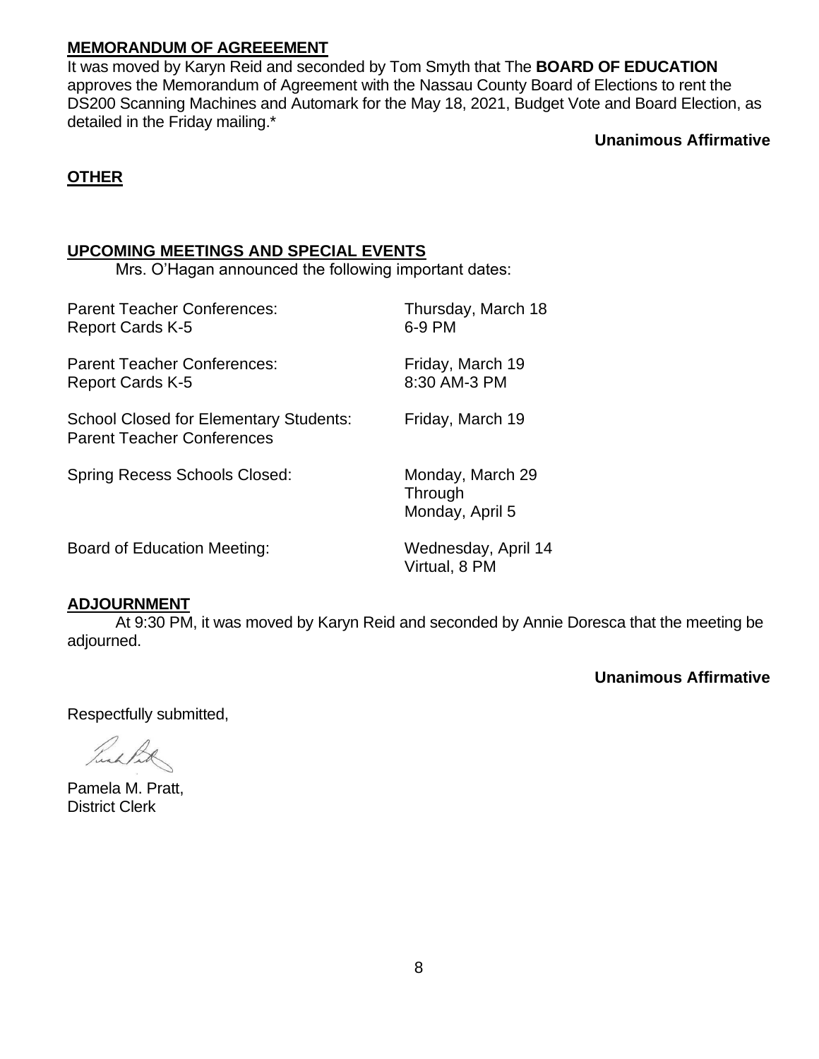**MEMORANDUM OF AGREEEMENT**

It was moved by Karyn Reid and seconded by Tom Smyth that The **BOARD OF EDUCATION** approves the Memorandum of Agreement with the Nassau County Board of Elections to rent the DS200 Scanning Machines and Automark for the May 18, 2021, Budget Vote and Board Election, as detailed in the Friday mailing.*

**Unanimous Affirmative**

**OTHER**

**UPCOMING MEETINGS AND SPECIAL EVENTS**

Mrs. O'Hagan announced the following important dates:

| | |
|---|---|
| Parent Teacher Conferences: Report Cards K-5 | Thursday, March 18 6-9 PM |
| Parent Teacher Conferences: Report Cards K-5 | Friday, March 19 8:30 AM-3 PM |
| School Closed for Elementary Students: Parent Teacher Conferences | Friday, March 19 |
| Spring Recess Schools Closed: | Monday, March 29 Through Monday, April 5 |
| Board of Education Meeting: | Wednesday, April 14 Virtual, 8 PM |

**ADJOURNMENT**

At 9:30 PM, it was moved by Karyn Reid and seconded by Annie Doresca that the meeting be adjourned.

**Unanimous Affirmative**

Respectfully submitted,

Pamela M. Pratt,
District Clerk